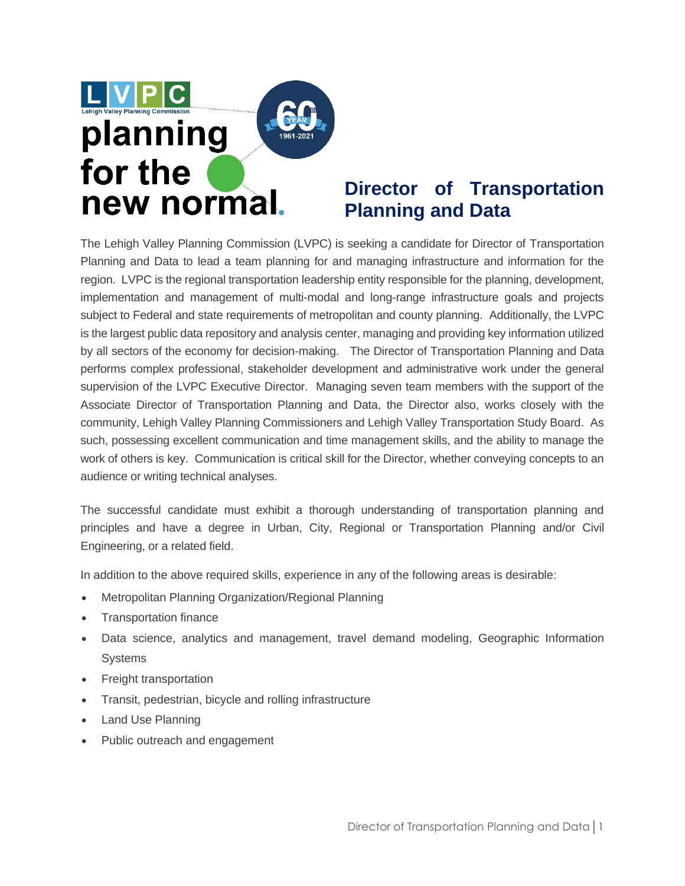LVPC
Lehigh Valley Planning Commission

planning for the new normal.

60th YEAR 1961-2021

# Director of Transportation Planning and Data

The Lehigh Valley Planning Commission (LVPC) is seeking a candidate for Director of Transportation Planning and Data to lead a team planning for and managing infrastructure and information for the region. LVPC is the regional transportation leadership entity responsible for the planning, development, implementation and management of multi-modal and long-range infrastructure goals and projects subject to Federal and state requirements of metropolitan and county planning. Additionally, the LVPC is the largest public data repository and analysis center, managing and providing key information utilized by all sectors of the economy for decision-making. The Director of Transportation Planning and Data performs complex professional, stakeholder development and administrative work under the general supervision of the LVPC Executive Director. Managing seven team members with the support of the Associate Director of Transportation Planning and Data, the Director also, works closely with the community, Lehigh Valley Planning Commissioners and Lehigh Valley Transportation Study Board. As such, possessing excellent communication and time management skills, and the ability to manage the work of others is key. Communication is critical skill for the Director, whether conveying concepts to an audience or writing technical analyses.

The successful candidate must exhibit a thorough understanding of transportation planning and principles and have a degree in Urban, City, Regional or Transportation Planning and/or Civil Engineering, or a related field.

In addition to the above required skills, experience in any of the following areas is desirable:

- Metropolitan Planning Organization/Regional Planning
- Transportation finance
- Data science, analytics and management, travel demand modeling, Geographic Information Systems
- Freight transportation
- Transit, pedestrian, bicycle and rolling infrastructure
- Land Use Planning
- Public outreach and engagement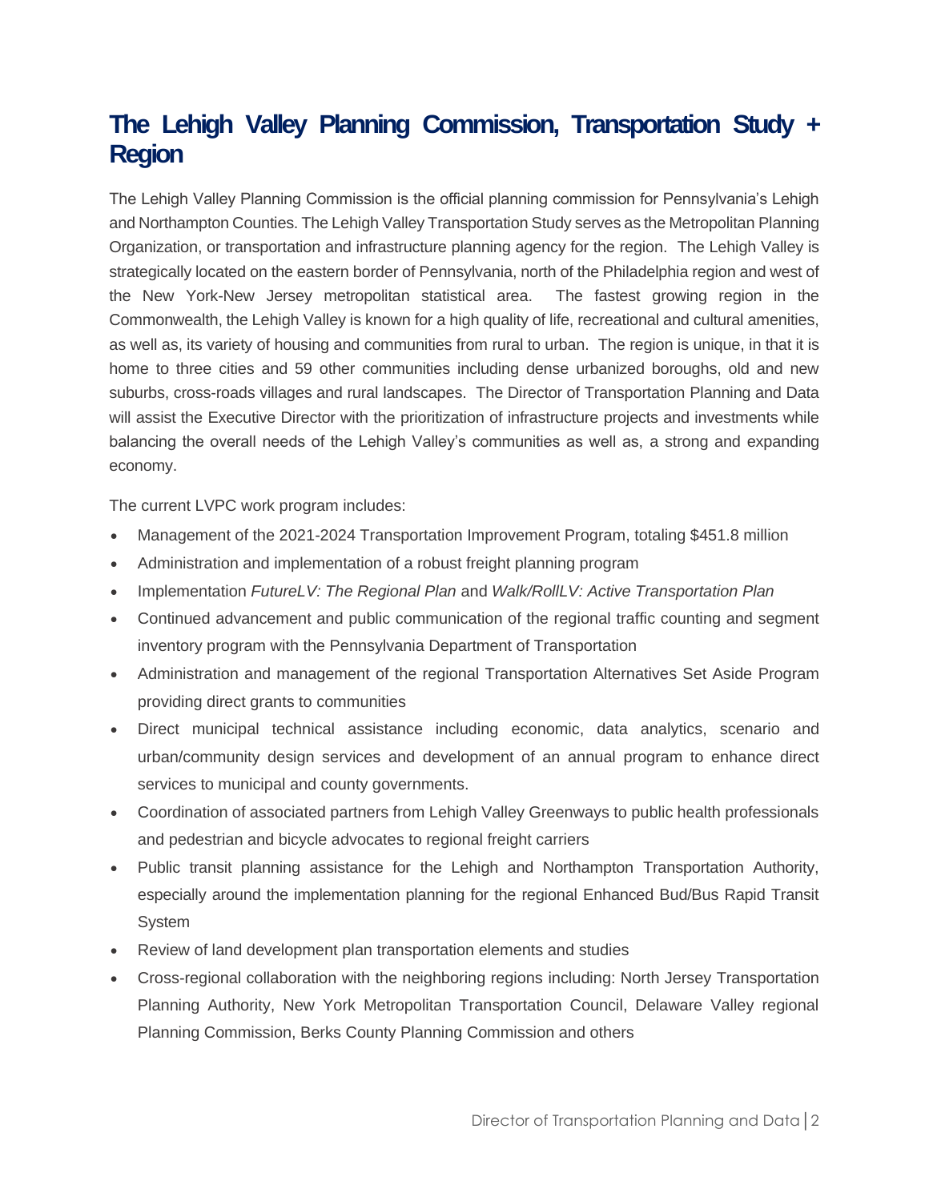# The Lehigh Valley Planning Commission, Transportation Study + Region

The Lehigh Valley Planning Commission is the official planning commission for Pennsylvania's Lehigh and Northampton Counties. The Lehigh Valley Transportation Study serves as the Metropolitan Planning Organization, or transportation and infrastructure planning agency for the region. The Lehigh Valley is strategically located on the eastern border of Pennsylvania, north of the Philadelphia region and west of the New York-New Jersey metropolitan statistical area. The fastest growing region in the Commonwealth, the Lehigh Valley is known for a high quality of life, recreational and cultural amenities, as well as, its variety of housing and communities from rural to urban. The region is unique, in that it is home to three cities and 59 other communities including dense urbanized boroughs, old and new suburbs, cross-roads villages and rural landscapes. The Director of Transportation Planning and Data will assist the Executive Director with the prioritization of infrastructure projects and investments while balancing the overall needs of the Lehigh Valley's communities as well as, a strong and expanding economy.

The current LVPC work program includes:

- Management of the 2021-2024 Transportation Improvement Program, totaling $451.8 million
- Administration and implementation of a robust freight planning program
- Implementation *FutureLV: The Regional Plan* and *Walk/RollLV: Active Transportation Plan*
- Continued advancement and public communication of the regional traffic counting and segment inventory program with the Pennsylvania Department of Transportation
- Administration and management of the regional Transportation Alternatives Set Aside Program providing direct grants to communities
- Direct municipal technical assistance including economic, data analytics, scenario and urban/community design services and development of an annual program to enhance direct services to municipal and county governments.
- Coordination of associated partners from Lehigh Valley Greenways to public health professionals and pedestrian and bicycle advocates to regional freight carriers
- Public transit planning assistance for the Lehigh and Northampton Transportation Authority, especially around the implementation planning for the regional Enhanced Bud/Bus Rapid Transit System
- Review of land development plan transportation elements and studies
- Cross-regional collaboration with the neighboring regions including: North Jersey Transportation Planning Authority, New York Metropolitan Transportation Council, Delaware Valley regional Planning Commission, Berks County Planning Commission and others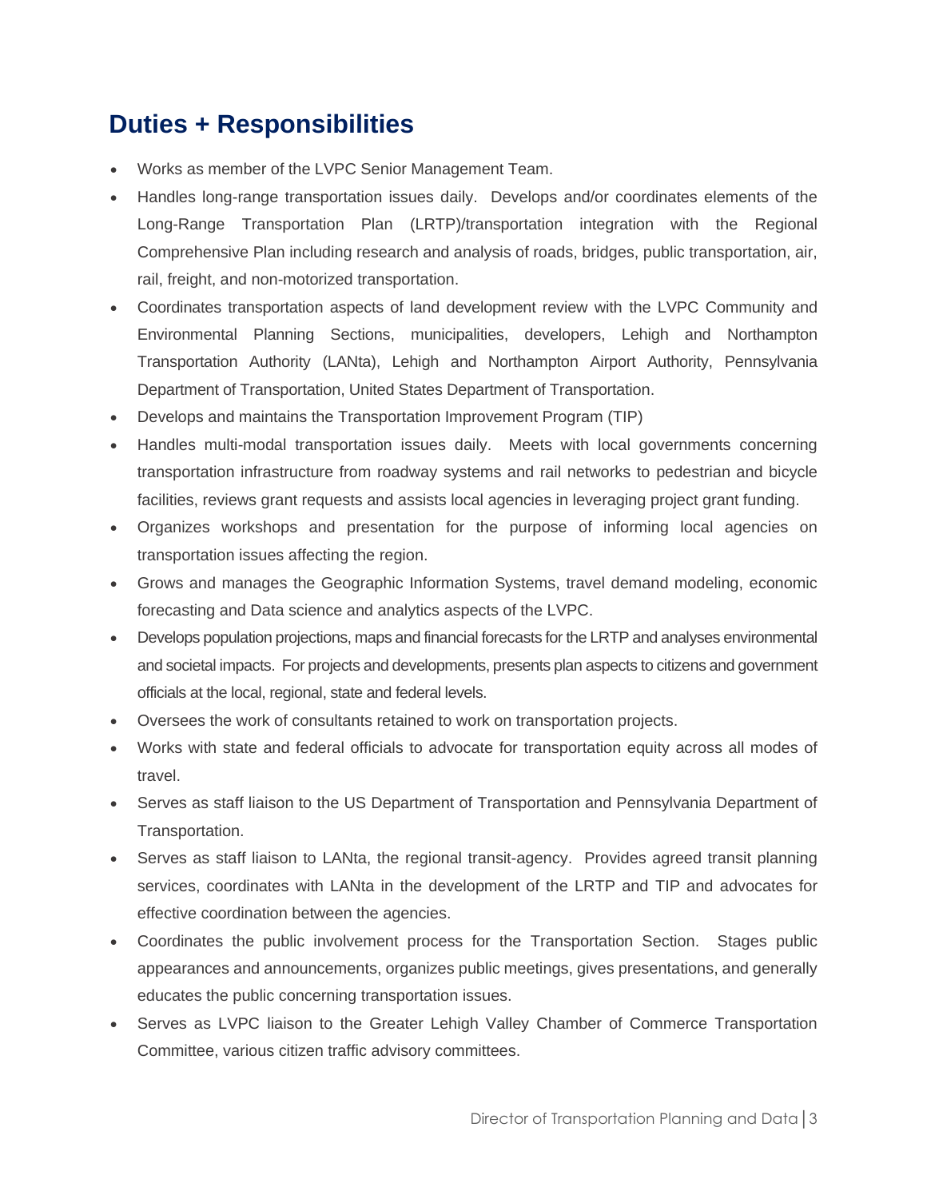## Duties + Responsibilities

- Works as member of the LVPC Senior Management Team.
- Handles long-range transportation issues daily. Develops and/or coordinates elements of the Long-Range Transportation Plan (LRTP)/transportation integration with the Regional Comprehensive Plan including research and analysis of roads, bridges, public transportation, air, rail, freight, and non-motorized transportation.
- Coordinates transportation aspects of land development review with the LVPC Community and Environmental Planning Sections, municipalities, developers, Lehigh and Northampton Transportation Authority (LANta), Lehigh and Northampton Airport Authority, Pennsylvania Department of Transportation, United States Department of Transportation.
- Develops and maintains the Transportation Improvement Program (TIP)
- Handles multi-modal transportation issues daily. Meets with local governments concerning transportation infrastructure from roadway systems and rail networks to pedestrian and bicycle facilities, reviews grant requests and assists local agencies in leveraging project grant funding.
- Organizes workshops and presentation for the purpose of informing local agencies on transportation issues affecting the region.
- Grows and manages the Geographic Information Systems, travel demand modeling, economic forecasting and Data science and analytics aspects of the LVPC.
- Develops population projections, maps and financial forecasts for the LRTP and analyses environmental and societal impacts. For projects and developments, presents plan aspects to citizens and government officials at the local, regional, state and federal levels.
- Oversees the work of consultants retained to work on transportation projects.
- Works with state and federal officials to advocate for transportation equity across all modes of travel.
- Serves as staff liaison to the US Department of Transportation and Pennsylvania Department of Transportation.
- Serves as staff liaison to LANta, the regional transit-agency. Provides agreed transit planning services, coordinates with LANta in the development of the LRTP and TIP and advocates for effective coordination between the agencies.
- Coordinates the public involvement process for the Transportation Section. Stages public appearances and announcements, organizes public meetings, gives presentations, and generally educates the public concerning transportation issues.
- Serves as LVPC liaison to the Greater Lehigh Valley Chamber of Commerce Transportation Committee, various citizen traffic advisory committees.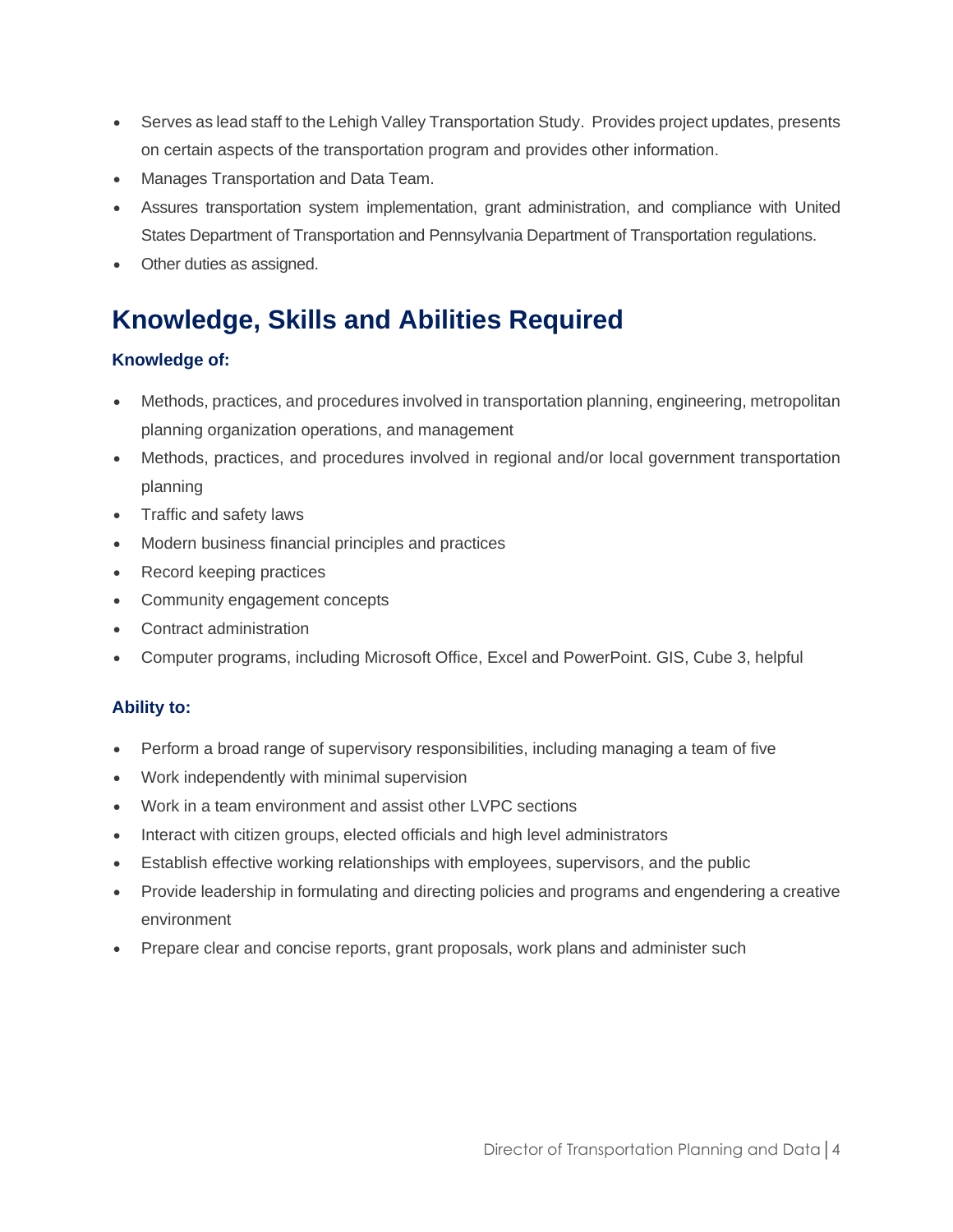- Serves as lead staff to the Lehigh Valley Transportation Study. Provides project updates, presents on certain aspects of the transportation program and provides other information.
- Manages Transportation and Data Team.
- Assures transportation system implementation, grant administration, and compliance with United States Department of Transportation and Pennsylvania Department of Transportation regulations.
- Other duties as assigned.

## Knowledge, Skills and Abilities Required

### Knowledge of:

- Methods, practices, and procedures involved in transportation planning, engineering, metropolitan planning organization operations, and management
- Methods, practices, and procedures involved in regional and/or local government transportation planning
- Traffic and safety laws
- Modern business financial principles and practices
- Record keeping practices
- Community engagement concepts
- Contract administration
- Computer programs, including Microsoft Office, Excel and PowerPoint. GIS, Cube 3, helpful

### Ability to:

- Perform a broad range of supervisory responsibilities, including managing a team of five
- Work independently with minimal supervision
- Work in a team environment and assist other LVPC sections
- Interact with citizen groups, elected officials and high level administrators
- Establish effective working relationships with employees, supervisors, and the public
- Provide leadership in formulating and directing policies and programs and engendering a creative environment
- Prepare clear and concise reports, grant proposals, work plans and administer such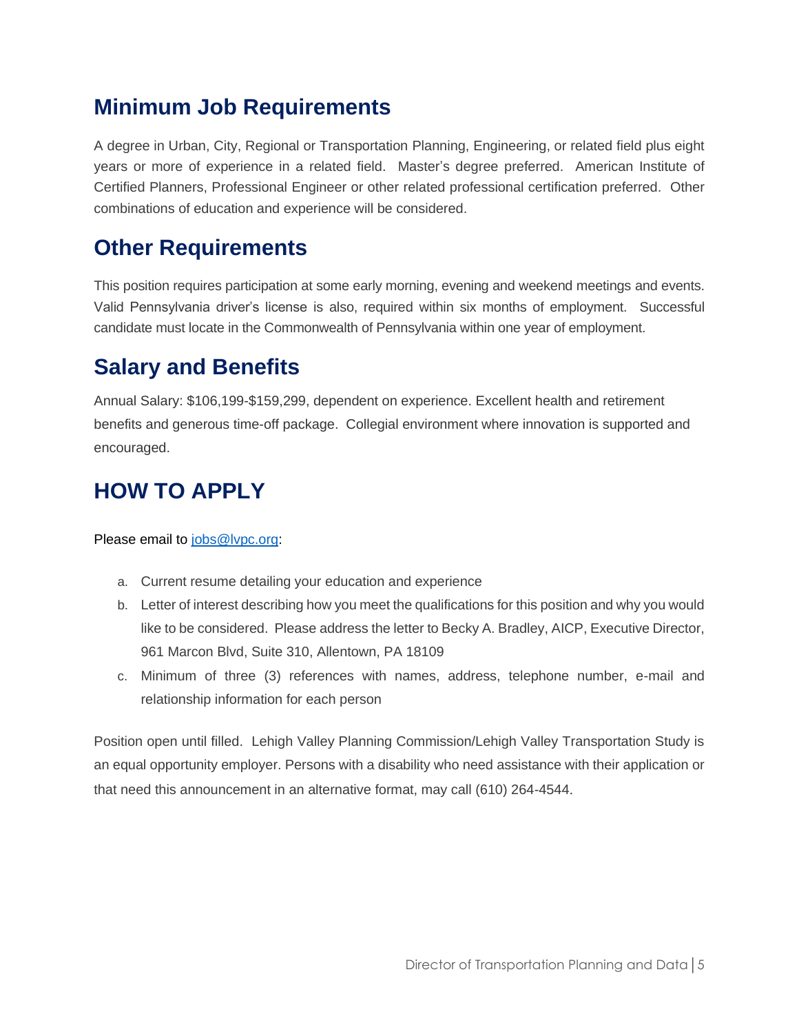## Minimum Job Requirements

A degree in Urban, City, Regional or Transportation Planning, Engineering, or related field plus eight years or more of experience in a related field. Master's degree preferred. American Institute of Certified Planners, Professional Engineer or other related professional certification preferred. Other combinations of education and experience will be considered.

## Other Requirements

This position requires participation at some early morning, evening and weekend meetings and events. Valid Pennsylvania driver's license is also, required within six months of employment. Successful candidate must locate in the Commonwealth of Pennsylvania within one year of employment.

## Salary and Benefits

Annual Salary: $106,199-$159,299, dependent on experience. Excellent health and retirement benefits and generous time-off package. Collegial environment where innovation is supported and encouraged.

## HOW TO APPLY

Please email to jobs@lvpc.org:

a. Current resume detailing your education and experience
b. Letter of interest describing how you meet the qualifications for this position and why you would like to be considered. Please address the letter to Becky A. Bradley, AICP, Executive Director, 961 Marcon Blvd, Suite 310, Allentown, PA 18109
c. Minimum of three (3) references with names, address, telephone number, e-mail and relationship information for each person

Position open until filled. Lehigh Valley Planning Commission/Lehigh Valley Transportation Study is an equal opportunity employer. Persons with a disability who need assistance with their application or that need this announcement in an alternative format, may call (610) 264-4544.